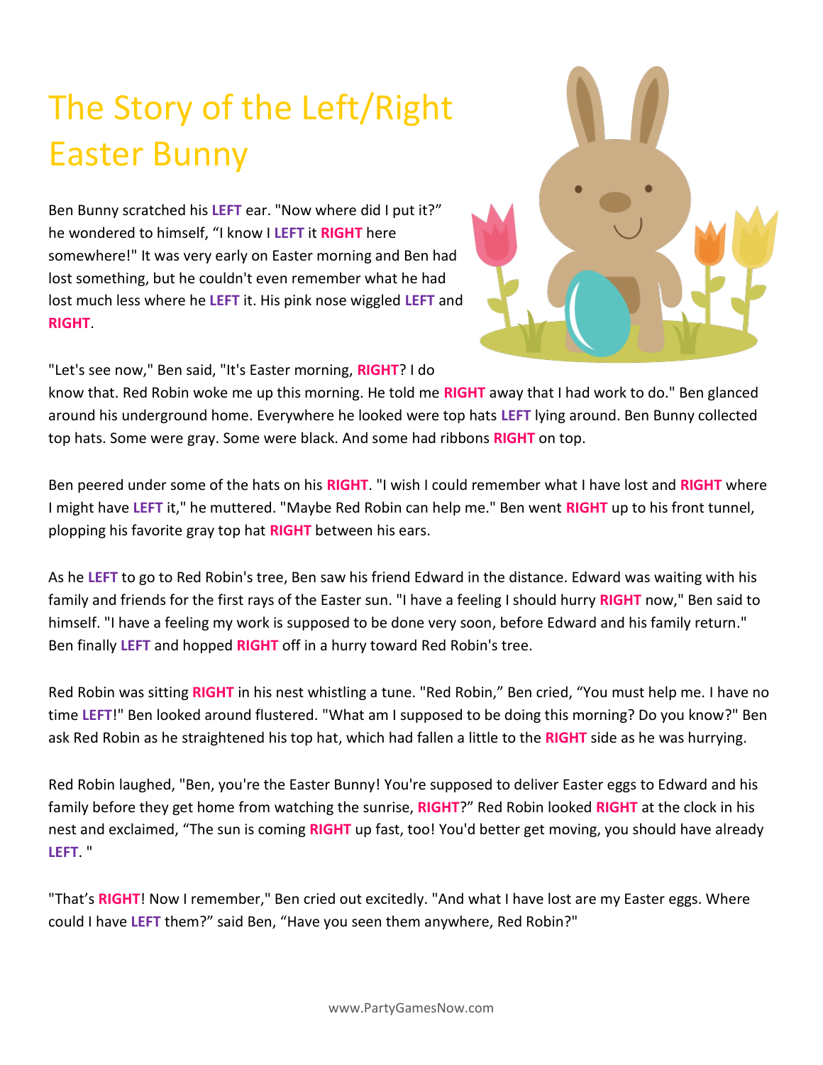# The Story of the Left/Right Easter Bunny

Ben Bunny scratched his **LEFT** ear. "Now where did I put it?" he wondered to himself, "I know I **LEFT** it **RIGHT** here somewhere!" It was very early on Easter morning and Ben had lost something, but he couldn't even remember what he had lost much less where he **LEFT** it. His pink nose wiggled **LEFT** and **RIGHT**.

"Let's see now," Ben said, "It's Easter morning, **RIGHT**? I do know that. Red Robin woke me up this morning. He told me **RIGHT** away that I had work to do." Ben glanced around his underground home. Everywhere he looked were top hats **LEFT** lying around. Ben Bunny collected top hats. Some were gray. Some were black. And some had ribbons **RIGHT** on top.

Ben peered under some of the hats on his **RIGHT**. "I wish I could remember what I have lost and **RIGHT** where I might have **LEFT** it," he muttered. "Maybe Red Robin can help me." Ben went **RIGHT** up to his front tunnel, plopping his favorite gray top hat **RIGHT** between his ears.

As he **LEFT** to go to Red Robin's tree, Ben saw his friend Edward in the distance. Edward was waiting with his family and friends for the first rays of the Easter sun. "I have a feeling I should hurry **RIGHT** now," Ben said to himself. "I have a feeling my work is supposed to be done very soon, before Edward and his family return." Ben finally **LEFT** and hopped **RIGHT** off in a hurry toward Red Robin's tree.

Red Robin was sitting **RIGHT** in his nest whistling a tune. "Red Robin," Ben cried, "You must help me. I have no time **LEFT**!" Ben looked around flustered. "What am I supposed to be doing this morning? Do you know?" Ben ask Red Robin as he straightened his top hat, which had fallen a little to the **RIGHT** side as he was hurrying.

Red Robin laughed, "Ben, you're the Easter Bunny! You're supposed to deliver Easter eggs to Edward and his family before they get home from watching the sunrise, **RIGHT**?" Red Robin looked **RIGHT** at the clock in his nest and exclaimed, "The sun is coming **RIGHT** up fast, too! You'd better get moving, you should have already **LEFT**. "

"That's **RIGHT**! Now I remember," Ben cried out excitedly. "And what I have lost are my Easter eggs. Where could I have **LEFT** them?" said Ben, "Have you seen them anywhere, Red Robin?"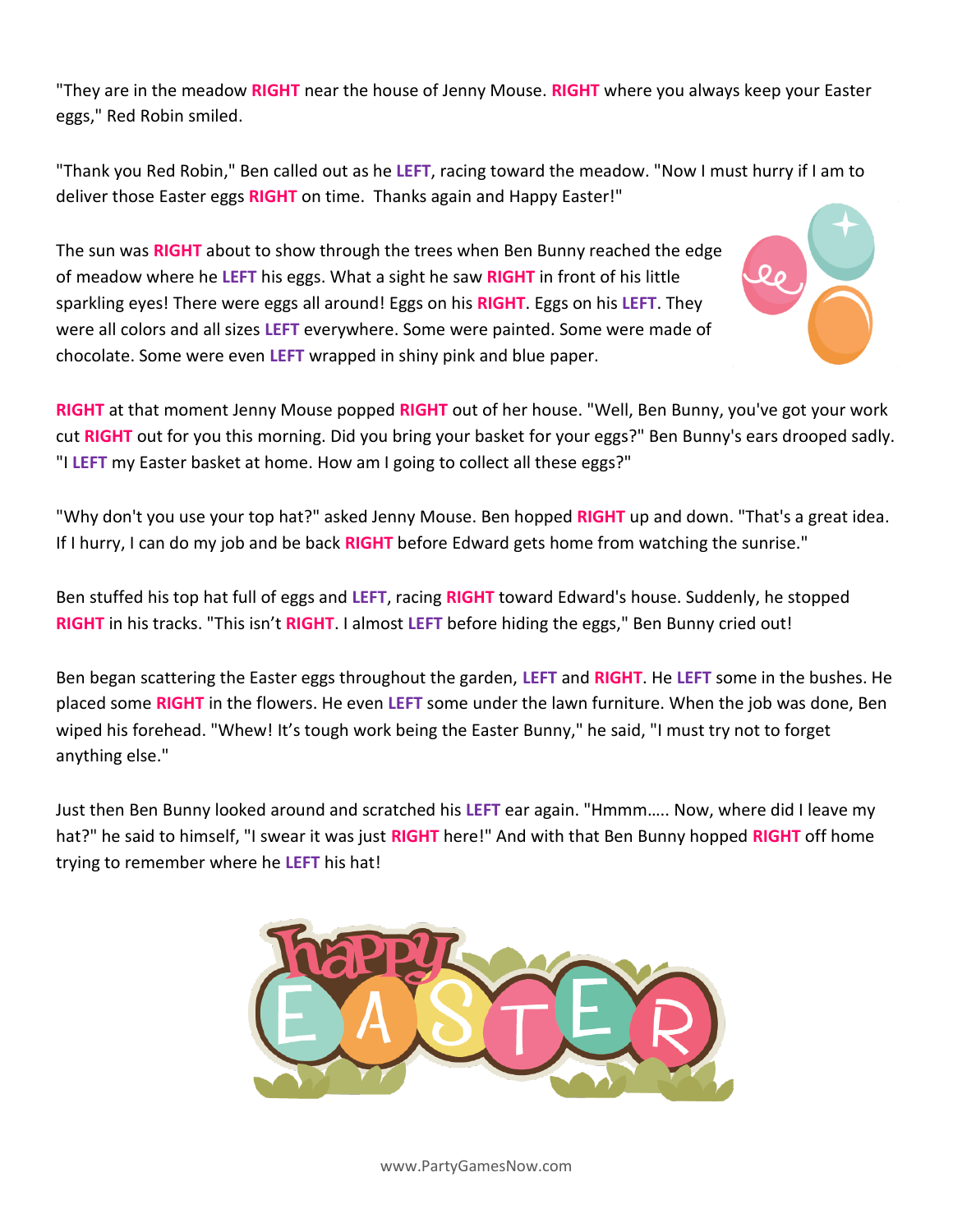"They are in the meadow **RIGHT** near the house of Jenny Mouse. **RIGHT** where you always keep your Easter eggs," Red Robin smiled.

"Thank you Red Robin," Ben called out as he **LEFT**, racing toward the meadow. "Now I must hurry if I am to deliver those Easter eggs **RIGHT** on time. Thanks again and Happy Easter!"

The sun was **RIGHT** about to show through the trees when Ben Bunny reached the edge of meadow where he **LEFT** his eggs. What a sight he saw **RIGHT** in front of his little sparkling eyes! There were eggs all around! Eggs on his **RIGHT**. Eggs on his **LEFT**. They were all colors and all sizes **LEFT** everywhere. Some were painted. Some were made of chocolate. Some were even **LEFT** wrapped in shiny pink and blue paper.

**RIGHT** at that moment Jenny Mouse popped **RIGHT** out of her house. "Well, Ben Bunny, you've got your work cut **RIGHT** out for you this morning. Did you bring your basket for your eggs?" Ben Bunny's ears drooped sadly. "I **LEFT** my Easter basket at home. How am I going to collect all these eggs?"

"Why don't you use your top hat?" asked Jenny Mouse. Ben hopped **RIGHT** up and down. "That's a great idea. If I hurry, I can do my job and be back **RIGHT** before Edward gets home from watching the sunrise."

Ben stuffed his top hat full of eggs and **LEFT**, racing **RIGHT** toward Edward's house. Suddenly, he stopped **RIGHT** in his tracks. "This isn't **RIGHT**. I almost **LEFT** before hiding the eggs," Ben Bunny cried out!

Ben began scattering the Easter eggs throughout the garden, **LEFT** and **RIGHT**. He **LEFT** some in the bushes. He placed some **RIGHT** in the flowers. He even **LEFT** some under the lawn furniture. When the job was done, Ben wiped his forehead. "Whew! It's tough work being the Easter Bunny," he said, "I must try not to forget anything else."

Just then Ben Bunny looked around and scratched his **LEFT** ear again. "Hmmm….. Now, where did I leave my hat?" he said to himself, "I swear it was just **RIGHT** here!" And with that Ben Bunny hopped **RIGHT** off home trying to remember where he **LEFT** his hat!

www.PartyGamesNow.com